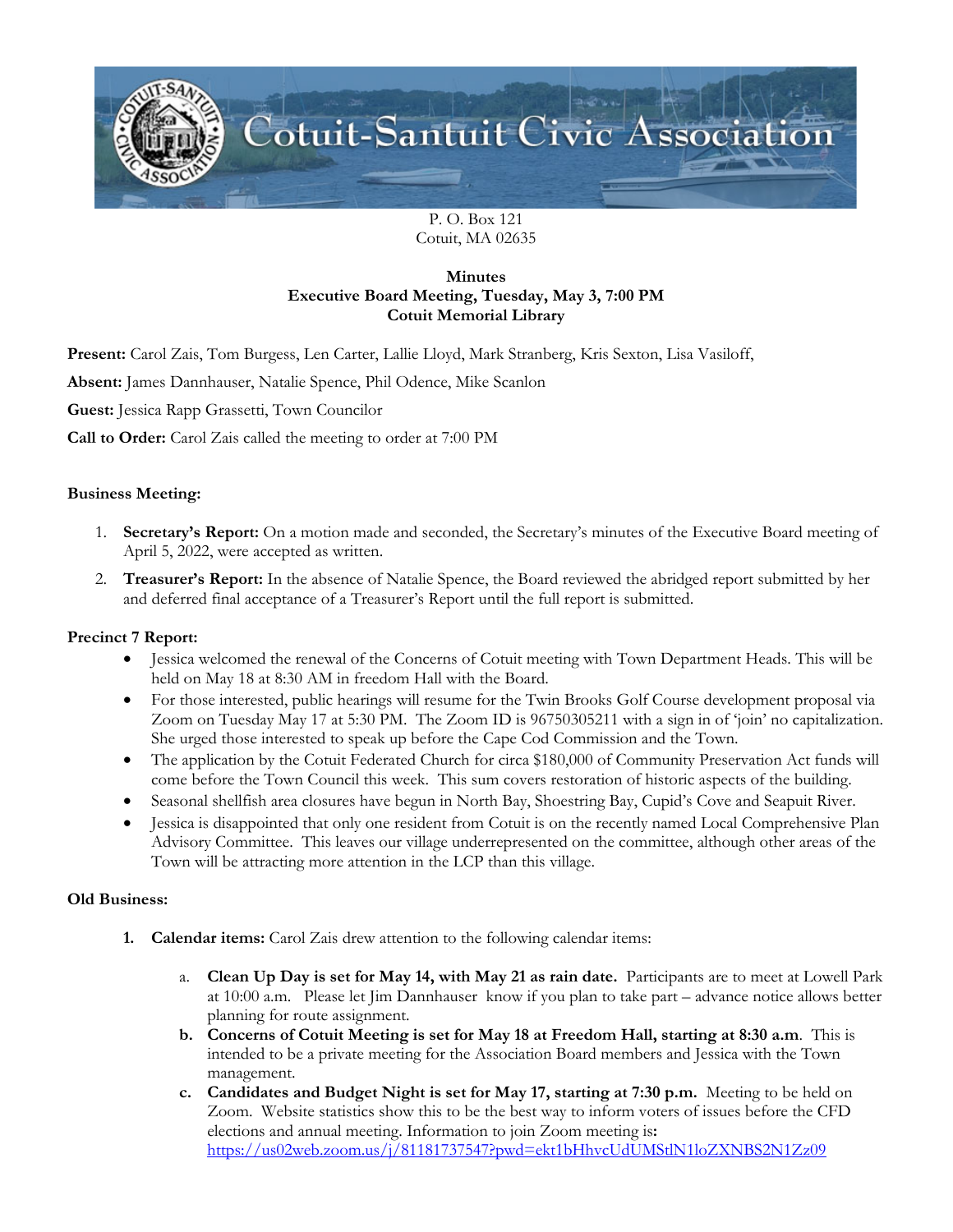# Cotuit-Santuit Civic Association

P. O. Box 121
Cotuit, MA 02635

**Minutes**
**Executive Board Meeting, Tuesday, May 3, 7:00 PM**
**Cotuit Memorial Library**

**Present:** Carol Zais, Tom Burgess, Len Carter, Lallie Lloyd, Mark Stranberg, Kris Sexton, Lisa Vasiloff,

**Absent:** James Dannhauser, Natalie Spence, Phil Odence, Mike Scanlon

**Guest:** Jessica Rapp Grassetti, Town Councilor

**Call to Order:** Carol Zais called the meeting to order at 7:00 PM

**Business Meeting:**

1. **Secretary's Report:** On a motion made and seconded, the Secretary's minutes of the Executive Board meeting of April 5, 2022, were accepted as written.
2. **Treasurer's Report:** In the absence of Natalie Spence, the Board reviewed the abridged report submitted by her and deferred final acceptance of a Treasurer's Report until the full report is submitted.

**Precinct 7 Report:**

- Jessica welcomed the renewal of the Concerns of Cotuit meeting with Town Department Heads. This will be held on May 18 at 8:30 AM in freedom Hall with the Board.
- For those interested, public hearings will resume for the Twin Brooks Golf Course development proposal via Zoom on Tuesday May 17 at 5:30 PM. The Zoom ID is 96750305211 with a sign in of 'join' no capitalization. She urged those interested to speak up before the Cape Cod Commission and the Town.
- The application by the Cotuit Federated Church for circa $180,000 of Community Preservation Act funds will come before the Town Council this week. This sum covers restoration of historic aspects of the building.
- Seasonal shellfish area closures have begun in North Bay, Shoestring Bay, Cupid's Cove and Seapuit River.
- Jessica is disappointed that only one resident from Cotuit is on the recently named Local Comprehensive Plan Advisory Committee. This leaves our village underrepresented on the committee, although other areas of the Town will be attracting more attention in the LCP than this village.

**Old Business:**

1. **Calendar items:** Carol Zais drew attention to the following calendar items:

   a. **Clean Up Day is set for May 14, with May 21 as rain date.** Participants are to meet at Lowell Park at 10:00 a.m. Please let Jim Dannhauser know if you plan to take part – advance notice allows better planning for route assignment.

   b. **Concerns of Cotuit Meeting is set for May 18 at Freedom Hall, starting at 8:30 a.m**. This is intended to be a private meeting for the Association Board members and Jessica with the Town management.

   c. **Candidates and Budget Night is set for May 17, starting at 7:30 p.m.** Meeting to be held on Zoom. Website statistics show this to be the best way to inform voters of issues before the CFD elections and annual meeting. Information to join Zoom meeting is**:** https://us02web.zoom.us/j/81181737547?pwd=ekt1bHhvcUdUMStlN1loZXNBS2N1Zz09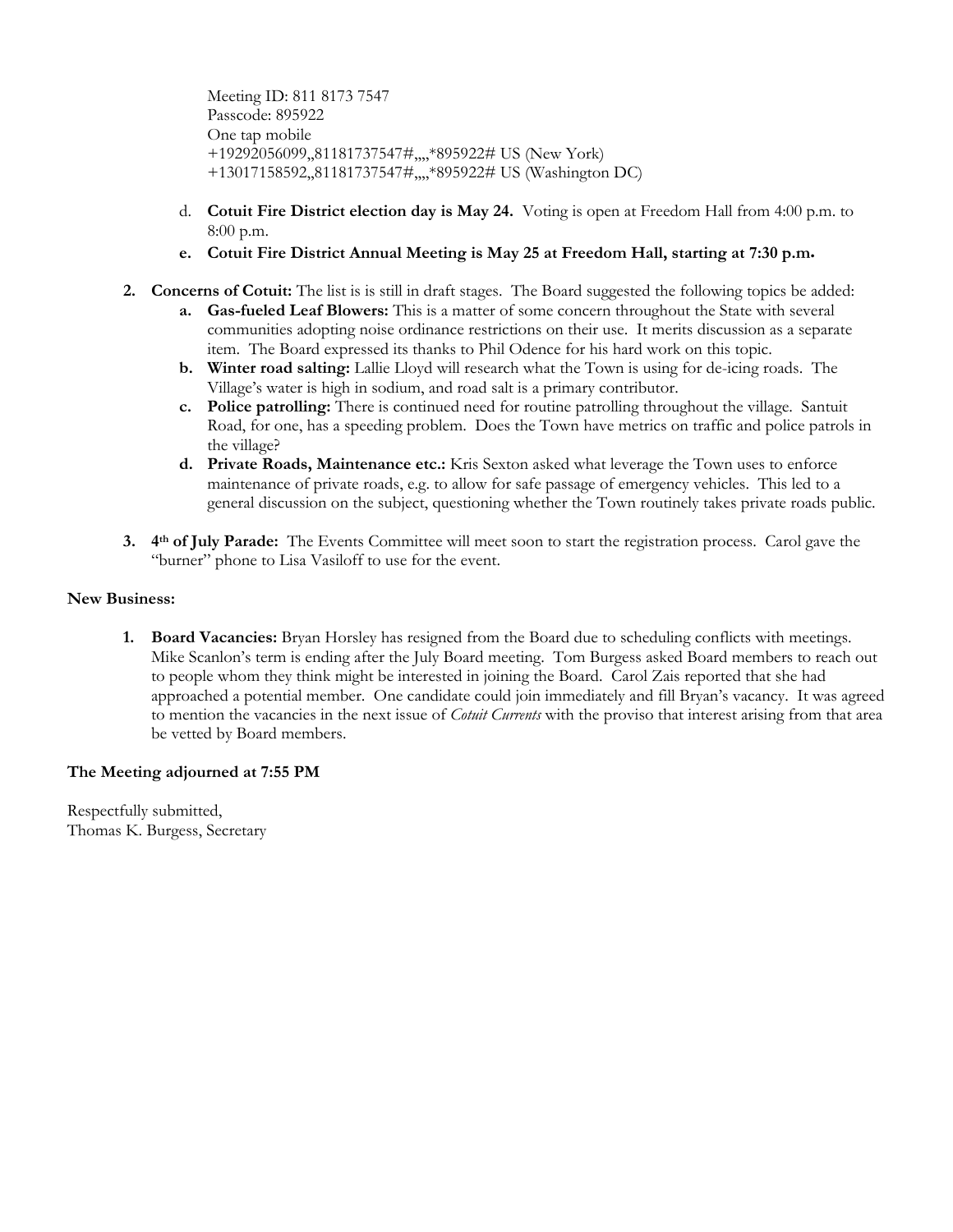Meeting ID: 811 8173 7547
Passcode: 895922
One tap mobile
+19292056099,,81181737547#,,,,*895922# US (New York)
+13017158592,,81181737547#,,,,*895922# US (Washington DC)

d. **Cotuit Fire District election day is May 24.** Voting is open at Freedom Hall from 4:00 p.m. to 8:00 p.m.

e. **Cotuit Fire District Annual Meeting is May 25 at Freedom Hall, starting at 7:30 p.m.**

2. **Concerns of Cotuit:** The list is is still in draft stages. The Board suggested the following topics be added:
   a. **Gas-fueled Leaf Blowers:** This is a matter of some concern throughout the State with several communities adopting noise ordinance restrictions on their use. It merits discussion as a separate item. The Board expressed its thanks to Phil Odence for his hard work on this topic.
   b. **Winter road salting:** Lallie Lloyd will research what the Town is using for de-icing roads. The Village's water is high in sodium, and road salt is a primary contributor.
   c. **Police patrolling:** There is continued need for routine patrolling throughout the village. Santuit Road, for one, has a speeding problem. Does the Town have metrics on traffic and police patrols in the village?
   d. **Private Roads, Maintenance etc.:** Kris Sexton asked what leverage the Town uses to enforce maintenance of private roads, e.g. to allow for safe passage of emergency vehicles. This led to a general discussion on the subject, questioning whether the Town routinely takes private roads public.

3. **4th of July Parade:** The Events Committee will meet soon to start the registration process. Carol gave the "burner" phone to Lisa Vasiloff to use for the event.

**New Business:**

1. **Board Vacancies:** Bryan Horsley has resigned from the Board due to scheduling conflicts with meetings. Mike Scanlon's term is ending after the July Board meeting. Tom Burgess asked Board members to reach out to people whom they think might be interested in joining the Board. Carol Zais reported that she had approached a potential member. One candidate could join immediately and fill Bryan's vacancy. It was agreed to mention the vacancies in the next issue of *Cotuit Currents* with the proviso that interest arising from that area be vetted by Board members.

**The Meeting adjourned at 7:55 PM**

Respectfully submitted,
Thomas K. Burgess, Secretary